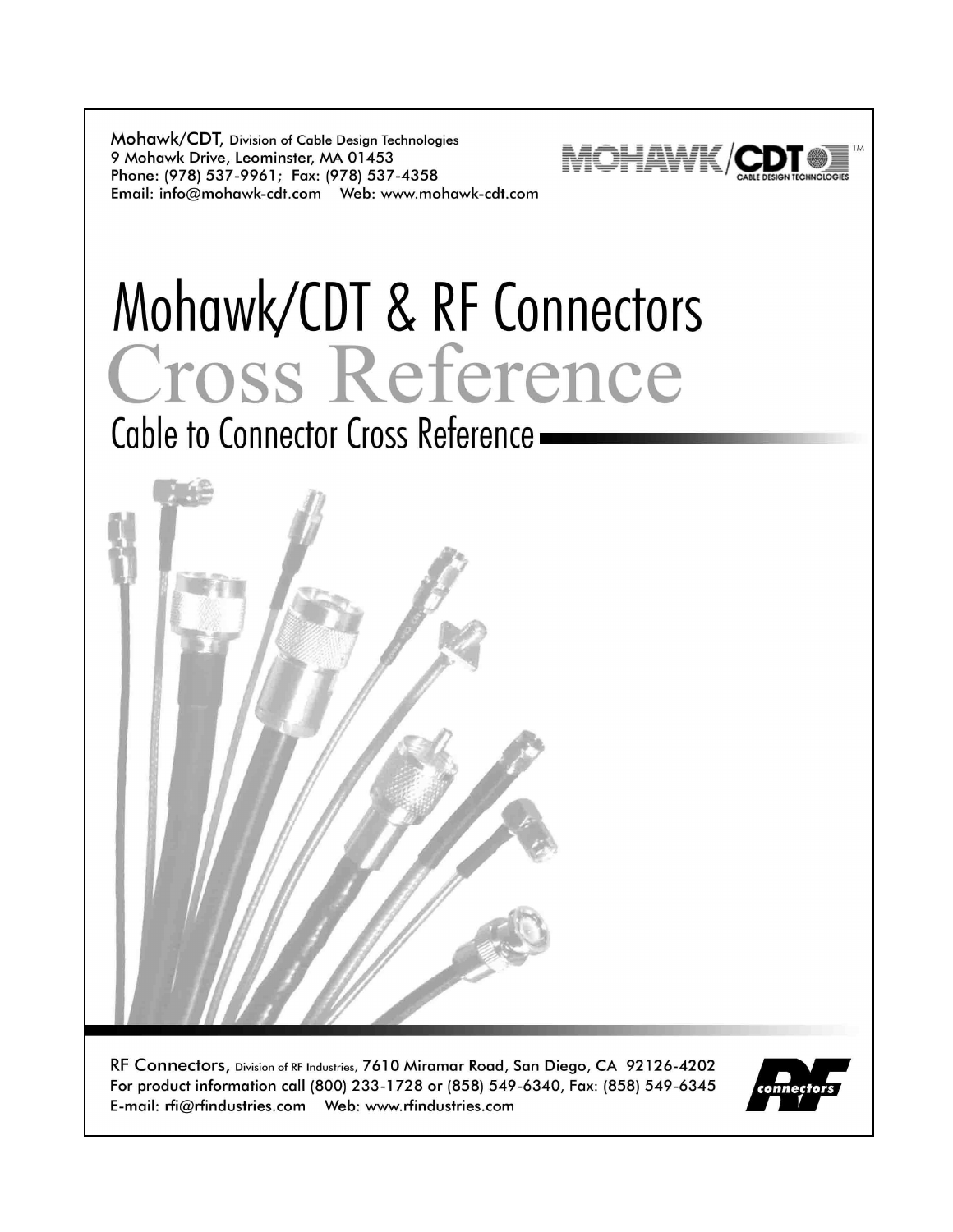Mohawk/CDT, Division of Cable Design Technologies
9 Mohawk Drive, Leominster, MA 01453
Phone: (978) 537-9961; Fax: (978) 537-4358
Email: info@mohawk-cdt.com Web: www.mohawk-cdt.com

# Mohawk/CDT & RF Connectors Cross Reference

## Cable to Connector Cross Reference

RF Connectors, Division of RF Industries, 7610 Miramar Road, San Diego, CA 92126-4202
For product information call (800) 233-1728 or (858) 549-6340, Fax: (858) 549-6345
E-mail: rfi@rfindustries.com Web: www.rfindustries.com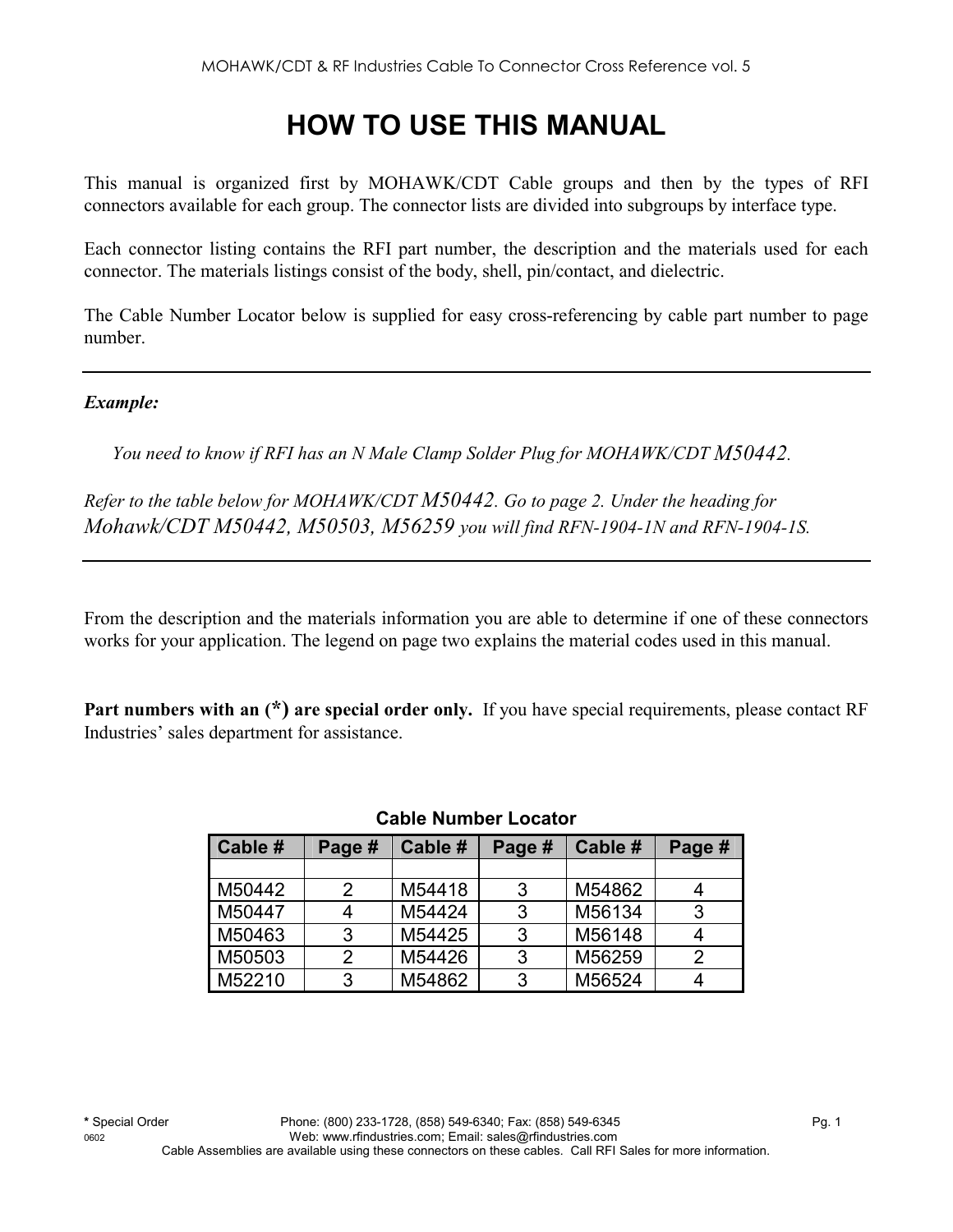# HOW TO USE THIS MANUAL

This manual is organized first by MOHAWK/CDT Cable groups and then by the types of RFI connectors available for each group. The connector lists are divided into subgroups by interface type.

Each connector listing contains the RFI part number, the description and the materials used for each connector. The materials listings consist of the body, shell, pin/contact, and dielectric.

The Cable Number Locator below is supplied for easy cross-referencing by cable part number to page number.

---

***Example:***

*You need to know if RFI has an N Male Clamp Solder Plug for MOHAWK/CDT M50442.*

*Refer to the table below for MOHAWK/CDT M50442. Go to page 2. Under the heading for Mohawk/CDT M50442, M50503, M56259 you will find RFN-1904-1N and RFN-1904-1S.*

---

From the description and the materials information you are able to determine if one of these connectors works for your application. The legend on page two explains the material codes used in this manual.

**Part numbers with an (*) are special order only.** If you have special requirements, please contact RF Industries' sales department for assistance.

**Cable Number Locator**

| Cable # | Page # | Cable # | Page # | Cable # | Page # |
|---|---|---|---|---|---|
| | | | | | |
| M50442 | 2 | M54418 | 3 | M54862 | 4 |
| M50447 | 4 | M54424 | 3 | M56134 | 3 |
| M50463 | 3 | M54425 | 3 | M56148 | 4 |
| M50503 | 2 | M54426 | 3 | M56259 | 2 |
| M52210 | 3 | M54862 | 3 | M56524 | 4 |

* Special Order

Cable Assemblies are available using these connectors on these cables. Call RFI Sales for more information.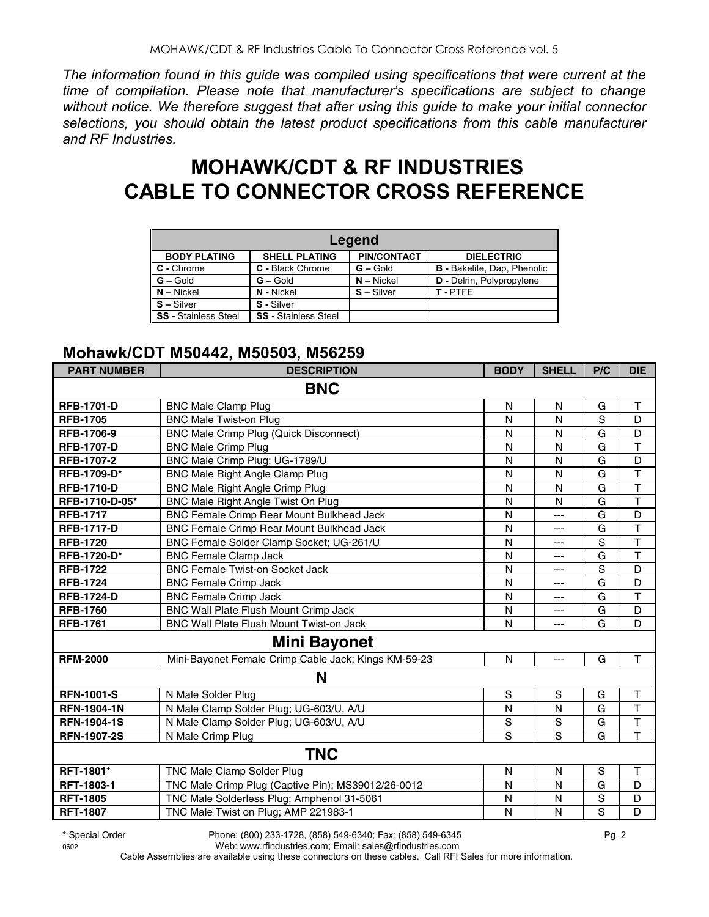*The information found in this guide was compiled using specifications that were current at the time of compilation. Please note that manufacturer's specifications are subject to change without notice. We therefore suggest that after using this guide to make your initial connector selections, you should obtain the latest product specifications from this cable manufacturer and RF Industries.*

# MOHAWK/CDT & RF INDUSTRIES CABLE TO CONNECTOR CROSS REFERENCE

| Legend | | | |
|---|---|---|---|
| **BODY PLATING** | **SHELL PLATING** | **PIN/CONTACT** | **DIELECTRIC** |
| **C -** Chrome | **C -** Black Chrome | **G –** Gold | **B -** Bakelite, Dap, Phenolic |
| **G –** Gold | **G –** Gold | **N –** Nickel | **D -** Delrin, Polypropylene |
| **N –** Nickel | **N -** Nickel | **S –** Silver | **T -** PTFE |
| **S –** Silver | **S -** Silver | | |
| **SS -** Stainless Steel | **SS -** Stainless Steel | | |

## Mohawk/CDT M50442, M50503, M56259

| PART NUMBER | DESCRIPTION | BODY | SHELL | P/C | DIE |
|---|---|---|---|---|---|
| | **BNC** | | | | |
| **RFB-1701-D** | BNC Male Clamp Plug | N | N | G | T |
| **RFB-1705** | BNC Male Twist-on Plug | N | N | S | D |
| **RFB-1706-9** | BNC Male Crimp Plug (Quick Disconnect) | N | N | G | D |
| **RFB-1707-D** | BNC Male Crimp Plug | N | N | G | T |
| **RFB-1707-2** | BNC Male Crimp Plug; UG-1789/U | N | N | G | D |
| **RFB-1709-D*** | BNC Male Right Angle Clamp Plug | N | N | G | T |
| **RFB-1710-D** | BNC Male Right Angle Crimp Plug | N | N | G | T |
| **RFB-1710-D-05*** | BNC Male Right Angle Twist On Plug | N | N | G | T |
| **RFB-1717** | BNC Female Crimp Rear Mount Bulkhead Jack | N | --- | G | D |
| **RFB-1717-D** | BNC Female Crimp Rear Mount Bulkhead Jack | N | --- | G | T |
| **RFB-1720** | BNC Female Solder Clamp Socket; UG-261/U | N | --- | S | T |
| **RFB-1720-D*** | BNC Female Clamp Jack | N | --- | G | T |
| **RFB-1722** | BNC Female Twist-on Socket Jack | N | --- | S | D |
| **RFB-1724** | BNC Female Crimp Jack | N | --- | G | D |
| **RFB-1724-D** | BNC Female Crimp Jack | N | --- | G | T |
| **RFB-1760** | BNC Wall Plate Flush Mount Crimp Jack | N | --- | G | D |
| **RFB-1761** | BNC Wall Plate Flush Mount Twist-on Jack | N | --- | G | D |
| | **Mini Bayonet** | | | | |
| **RFM-2000** | Mini-Bayonet Female Crimp Cable Jack; Kings KM-59-23 | N | --- | G | T |
| | **N** | | | | |
| **RFN-1001-S** | N Male Solder Plug | S | S | G | T |
| **RFN-1904-1N** | N Male Clamp Solder Plug; UG-603/U, A/U | N | N | G | T |
| **RFN-1904-1S** | N Male Clamp Solder Plug; UG-603/U, A/U | S | S | G | T |
| **RFN-1907-2S** | N Male Crimp Plug | S | S | G | T |
| | **TNC** | | | | |
| **RFT-1801*** | TNC Male Clamp Solder Plug | N | N | S | T |
| **RFT-1803-1** | TNC Male Crimp Plug (Captive Pin); MS39012/26-0012 | N | N | G | D |
| **RFT-1805** | TNC Male Solderless Plug; Amphenol 31-5061 | N | N | S | D |
| **RFT-1807** | TNC Male Twist on Plug; AMP 221983-1 | N | N | S | D |

**\*** Special Order

Phone: (800) 233-1728, (858) 549-6340; Fax: (858) 549-6345
Web: www.rfindustries.com; Email: sales@rfindustries.com
Cable Assemblies are available using these connectors on these cables. Call RFI Sales for more information.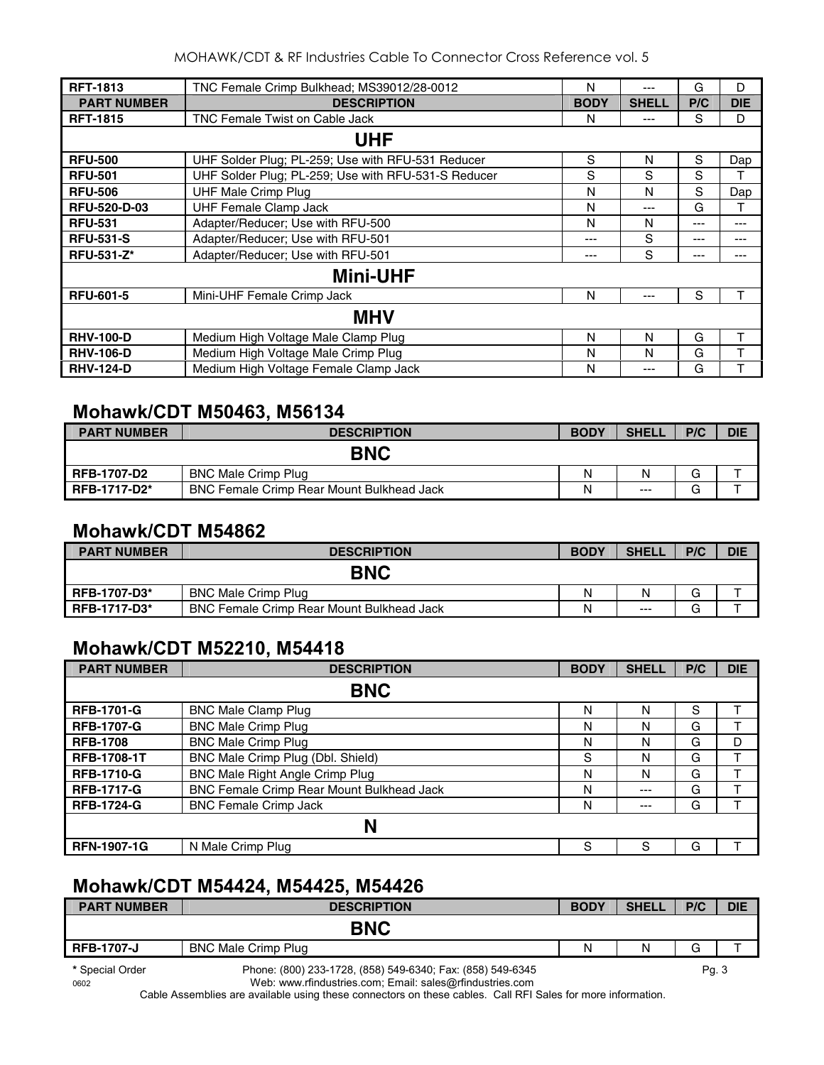| PART NUMBER | DESCRIPTION | BODY | SHELL | P/C | DIE |
|---|---|---|---|---|---|
| **RFT-1813** | TNC Female Crimp Bulkhead; MS39012/28-0012 | N | --- | G | D |
| **RFT-1815** | TNC Female Twist on Cable Jack | N | --- | S | D |
| | **UHF** | | | | |
| **RFU-500** | UHF Solder Plug; PL-259; Use with RFU-531 Reducer | S | N | S | Dap |
| **RFU-501** | UHF Solder Plug; PL-259; Use with RFU-531-S Reducer | S | S | S | T |
| **RFU-506** | UHF Male Crimp Plug | N | N | S | Dap |
| **RFU-520-D-03** | UHF Female Clamp Jack | N | --- | G | T |
| **RFU-531** | Adapter/Reducer; Use with RFU-500 | N | N | --- | --- |
| **RFU-531-S** | Adapter/Reducer; Use with RFU-501 | --- | S | --- | --- |
| **RFU-531-Z*** | Adapter/Reducer; Use with RFU-501 | --- | S | --- | --- |
| | **Mini-UHF** | | | | |
| **RFU-601-5** | Mini-UHF Female Crimp Jack | N | --- | S | T |
| | **MHV** | | | | |
| **RHV-100-D** | Medium High Voltage Male Clamp Plug | N | N | G | T |
| **RHV-106-D** | Medium High Voltage Male Crimp Plug | N | N | G | T |
| **RHV-124-D** | Medium High Voltage Female Clamp Jack | N | --- | G | T |

## Mohawk/CDT M50463, M56134

| PART NUMBER | DESCRIPTION | BODY | SHELL | P/C | DIE |
|---|---|---|---|---|---|
| | **BNC** | | | | |
| **RFB-1707-D2** | BNC Male Crimp Plug | N | N | G | T |
| **RFB-1717-D2*** | BNC Female Crimp Rear Mount Bulkhead Jack | N | --- | G | T |

## Mohawk/CDT M54862

| PART NUMBER | DESCRIPTION | BODY | SHELL | P/C | DIE |
|---|---|---|---|---|---|
| | **BNC** | | | | |
| **RFB-1707-D3*** | BNC Male Crimp Plug | N | N | G | T |
| **RFB-1717-D3*** | BNC Female Crimp Rear Mount Bulkhead Jack | N | --- | G | T |

## Mohawk/CDT M52210, M54418

| PART NUMBER | DESCRIPTION | BODY | SHELL | P/C | DIE |
|---|---|---|---|---|---|
| | **BNC** | | | | |
| **RFB-1701-G** | BNC Male Clamp Plug | N | N | S | T |
| **RFB-1707-G** | BNC Male Crimp Plug | N | N | G | T |
| **RFB-1708** | BNC Male Crimp Plug | N | N | G | D |
| **RFB-1708-1T** | BNC Male Crimp Plug (Dbl. Shield) | S | N | G | T |
| **RFB-1710-G** | BNC Male Right Angle Crimp Plug | N | N | G | T |
| **RFB-1717-G** | BNC Female Crimp Rear Mount Bulkhead Jack | N | --- | G | T |
| **RFB-1724-G** | BNC Female Crimp Jack | N | --- | G | T |
| | **N** | | | | |
| **RFN-1907-1G** | N Male Crimp Plug | S | S | G | T |

## Mohawk/CDT M54424, M54425, M54426

| PART NUMBER | DESCRIPTION | BODY | SHELL | P/C | DIE |
|---|---|---|---|---|---|
| | **BNC** | | | | |
| **RFB-1707-J** | BNC Male Crimp Plug | N | N | G | T |

* Special Order

Phone: (800) 233-1728, (858) 549-6340; Fax: (858) 549-6345
Web: www.rfindustries.com; Email: sales@rfindustries.com

Cable Assemblies are available using these connectors on these cables. Call RFI Sales for more information.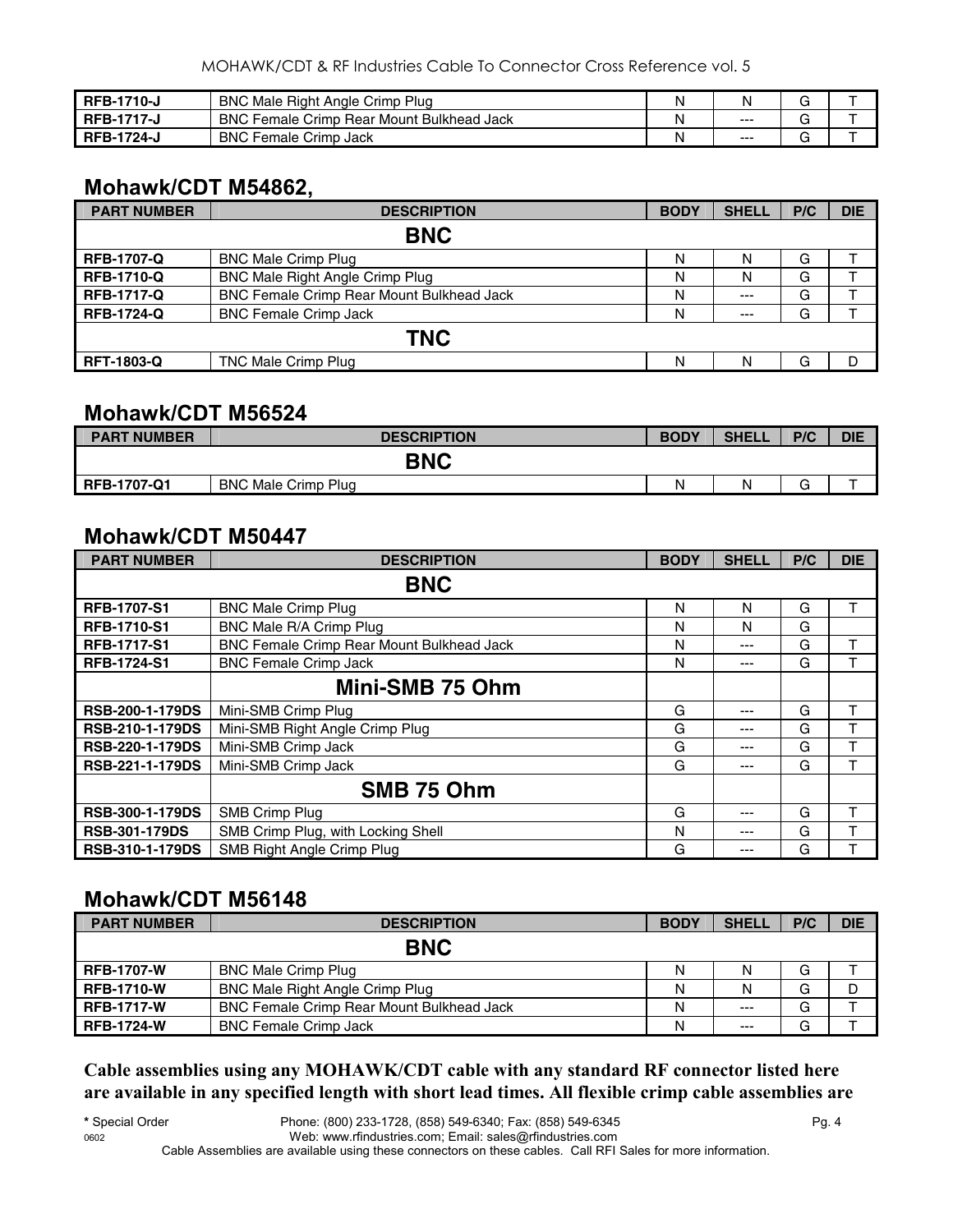| | | | | | |
|---|---|---|---|---|---|
| **RFB-1710-J** | BNC Male Right Angle Crimp Plug | N | N | G | T |
| **RFB-1717-J** | BNC Female Crimp Rear Mount Bulkhead Jack | N | --- | G | T |
| **RFB-1724-J** | BNC Female Crimp Jack | N | --- | G | T |

## Mohawk/CDT M54862,

| PART NUMBER | DESCRIPTION | BODY | SHELL | P/C | DIE |
|---|---|---|---|---|---|
| | **BNC** | | | | |
| **RFB-1707-Q** | BNC Male Crimp Plug | N | N | G | T |
| **RFB-1710-Q** | BNC Male Right Angle Crimp Plug | N | N | G | T |
| **RFB-1717-Q** | BNC Female Crimp Rear Mount Bulkhead Jack | N | --- | G | T |
| **RFB-1724-Q** | BNC Female Crimp Jack | N | --- | G | T |
| | **TNC** | | | | |
| **RFT-1803-Q** | TNC Male Crimp Plug | N | N | G | D |

## Mohawk/CDT M56524

| PART NUMBER | DESCRIPTION | BODY | SHELL | P/C | DIE |
|---|---|---|---|---|---|
| | **BNC** | | | | |
| **RFB-1707-Q1** | BNC Male Crimp Plug | N | N | G | T |

## Mohawk/CDT M50447

| PART NUMBER | DESCRIPTION | BODY | SHELL | P/C | DIE |
|---|---|---|---|---|---|
| | **BNC** | | | | |
| **RFB-1707-S1** | BNC Male Crimp Plug | N | N | G | T |
| **RFB-1710-S1** | BNC Male R/A Crimp Plug | N | N | G | |
| **RFB-1717-S1** | BNC Female Crimp Rear Mount Bulkhead Jack | N | --- | G | T |
| **RFB-1724-S1** | BNC Female Crimp Jack | N | --- | G | T |
| | **Mini-SMB 75 Ohm** | | | | |
| **RSB-200-1-179DS** | Mini-SMB Crimp Plug | G | --- | G | T |
| **RSB-210-1-179DS** | Mini-SMB Right Angle Crimp Plug | G | --- | G | T |
| **RSB-220-1-179DS** | Mini-SMB Crimp Jack | G | --- | G | T |
| **RSB-221-1-179DS** | Mini-SMB Crimp Jack | G | --- | G | T |
| | **SMB 75 Ohm** | | | | |
| **RSB-300-1-179DS** | SMB Crimp Plug | G | --- | G | T |
| **RSB-301-179DS** | SMB Crimp Plug, with Locking Shell | N | --- | G | T |
| **RSB-310-1-179DS** | SMB Right Angle Crimp Plug | G | --- | G | T |

## Mohawk/CDT M56148

| PART NUMBER | DESCRIPTION | BODY | SHELL | P/C | DIE |
|---|---|---|---|---|---|
| | **BNC** | | | | |
| **RFB-1707-W** | BNC Male Crimp Plug | N | N | G | T |
| **RFB-1710-W** | BNC Male Right Angle Crimp Plug | N | N | G | D |
| **RFB-1717-W** | BNC Female Crimp Rear Mount Bulkhead Jack | N | --- | G | T |
| **RFB-1724-W** | BNC Female Crimp Jack | N | --- | G | T |

**Cable assemblies using any MOHAWK/CDT cable with any standard RF connector listed here are available in any specified length with short lead times. All flexible crimp cable assemblies are**

**\*** Special Order Phone: (800) 233-1728, (858) 549-6340; Fax: (858) 549-6345

0602 Web: www.rfindustries.com; Email: sales@rfindustries.com

Cable Assemblies are available using these connectors on these cables. Call RFI Sales for more information.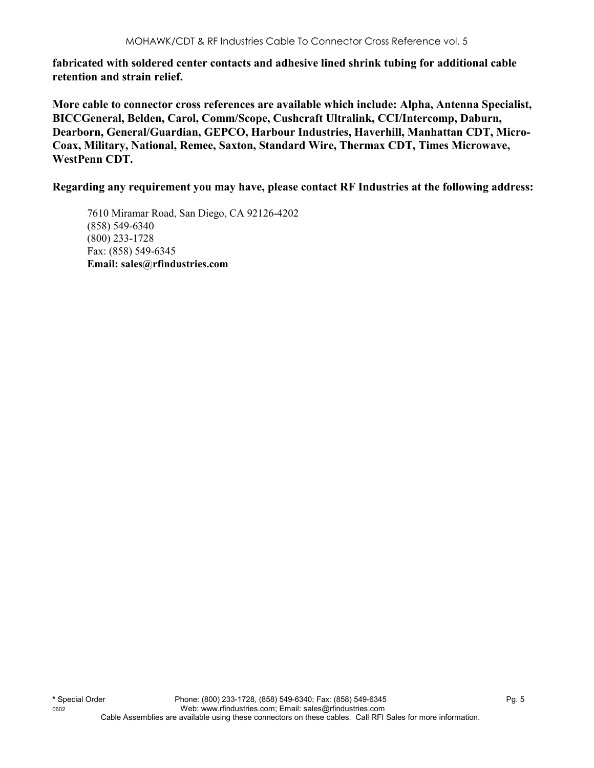**fabricated with soldered center contacts and adhesive lined shrink tubing for additional cable retention and strain relief.**

**More cable to connector cross references are available which include: Alpha, Antenna Specialist, BICCGeneral, Belden, Carol, Comm/Scope, Cushcraft Ultralink, CCI/Intercomp, Daburn, Dearborn, General/Guardian, GEPCO, Harbour Industries, Haverhill, Manhattan CDT, Micro-Coax, Military, National, Remee, Saxton, Standard Wire, Thermax CDT, Times Microwave, WestPenn CDT.**

**Regarding any requirement you may have, please contact RF Industries at the following address:**

7610 Miramar Road, San Diego, CA 92126-4202
(858) 549-6340
(800) 233-1728
Fax: (858) 549-6345
**Email: sales@rfindustries.com**